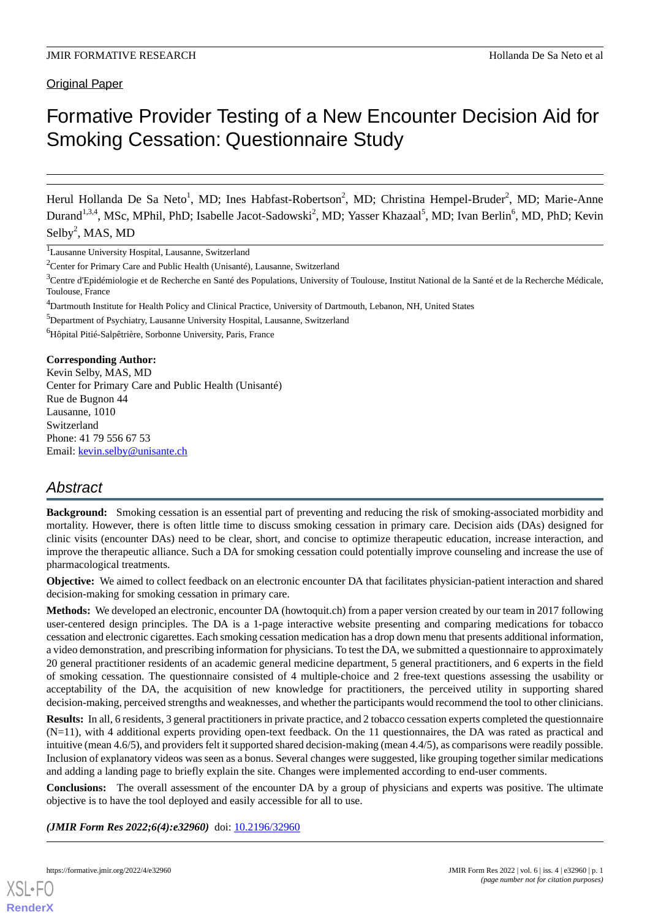Original Paper

# Formative Provider Testing of a New Encounter Decision Aid for Smoking Cessation: Questionnaire Study

Herul Hollanda De Sa Neto[1], MD; Ines Habfast-Robertson[2], MD; Christina Hempel-Bruder[2], MD; Marie-Anne Durand[1,3,4], MSc, MPhil, PhD; Isabelle Jacot-Sadowski[2], MD; Yasser Khazaal[5], MD; Ivan Berlin[6], MD, PhD; Kevin Selby[2], MAS, MD

[1]Lausanne University Hospital, Lausanne, Switzerland

[2]Center for Primary Care and Public Health (Unisanté), Lausanne, Switzerland

[3]Centre d'Epidémiologie et de Recherche en Santé des Populations, University of Toulouse, Institut National de la Santé et de la Recherche Médicale, Toulouse, France

[4]Dartmouth Institute for Health Policy and Clinical Practice, University of Dartmouth, Lebanon, NH, United States

[5]Department of Psychiatry, Lausanne University Hospital, Lausanne, Switzerland

[6]Hôpital Pitié-Salpêtrière, Sorbonne University, Paris, France

**Corresponding Author:**
Kevin Selby, MAS, MD
Center for Primary Care and Public Health (Unisanté)
Rue de Bugnon 44
Lausanne, 1010
Switzerland
Phone: 41 79 556 67 53
Email: kevin.selby@unisante.ch

## Abstract

**Background:** Smoking cessation is an essential part of preventing and reducing the risk of smoking-associated morbidity and mortality. However, there is often little time to discuss smoking cessation in primary care. Decision aids (DAs) designed for clinic visits (encounter DAs) need to be clear, short, and concise to optimize therapeutic education, increase interaction, and improve the therapeutic alliance. Such a DA for smoking cessation could potentially improve counseling and increase the use of pharmacological treatments.

**Objective:** We aimed to collect feedback on an electronic encounter DA that facilitates physician-patient interaction and shared decision-making for smoking cessation in primary care.

**Methods:** We developed an electronic, encounter DA (howtoquit.ch) from a paper version created by our team in 2017 following user-centered design principles. The DA is a 1-page interactive website presenting and comparing medications for tobacco cessation and electronic cigarettes. Each smoking cessation medication has a drop down menu that presents additional information, a video demonstration, and prescribing information for physicians. To test the DA, we submitted a questionnaire to approximately 20 general practitioner residents of an academic general medicine department, 5 general practitioners, and 6 experts in the field of smoking cessation. The questionnaire consisted of 4 multiple-choice and 2 free-text questions assessing the usability or acceptability of the DA, the acquisition of new knowledge for practitioners, the perceived utility in supporting shared decision-making, perceived strengths and weaknesses, and whether the participants would recommend the tool to other clinicians.

**Results:** In all, 6 residents, 3 general practitioners in private practice, and 2 tobacco cessation experts completed the questionnaire (N=11), with 4 additional experts providing open-text feedback. On the 11 questionnaires, the DA was rated as practical and intuitive (mean 4.6/5), and providers felt it supported shared decision-making (mean 4.4/5), as comparisons were readily possible. Inclusion of explanatory videos was seen as a bonus. Several changes were suggested, like grouping together similar medications and adding a landing page to briefly explain the site. Changes were implemented according to end-user comments.

**Conclusions:** The overall assessment of the encounter DA by a group of physicians and experts was positive. The ultimate objective is to have the tool deployed and easily accessible for all to use.

***(JMIR Form Res 2022;6(4):e32960)*** doi: 10.2196/32960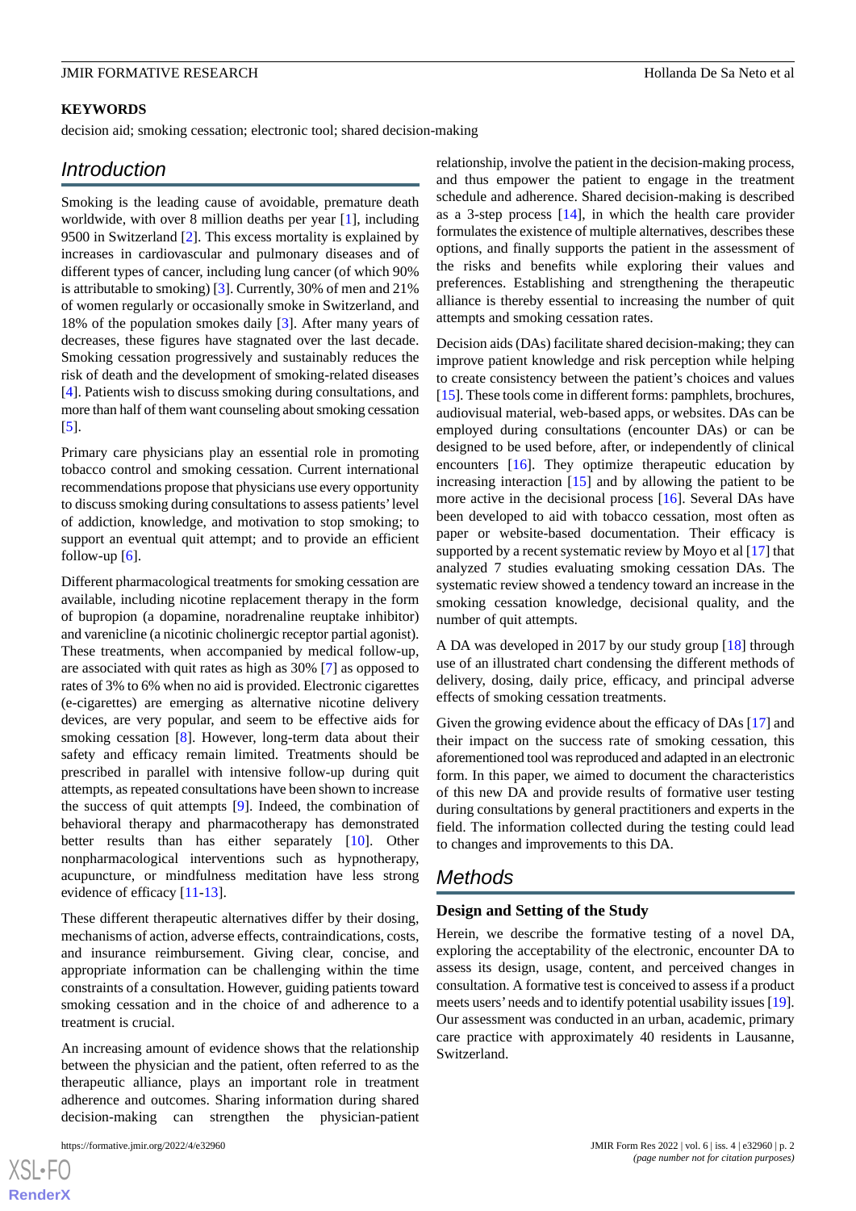**KEYWORDS**

decision aid; smoking cessation; electronic tool; shared decision-making

## Introduction

Smoking is the leading cause of avoidable, premature death worldwide, with over 8 million deaths per year [1], including 9500 in Switzerland [2]. This excess mortality is explained by increases in cardiovascular and pulmonary diseases and of different types of cancer, including lung cancer (of which 90% is attributable to smoking) [3]. Currently, 30% of men and 21% of women regularly or occasionally smoke in Switzerland, and 18% of the population smokes daily [3]. After many years of decreases, these figures have stagnated over the last decade. Smoking cessation progressively and sustainably reduces the risk of death and the development of smoking-related diseases [4]. Patients wish to discuss smoking during consultations, and more than half of them want counseling about smoking cessation [5].

Primary care physicians play an essential role in promoting tobacco control and smoking cessation. Current international recommendations propose that physicians use every opportunity to discuss smoking during consultations to assess patients' level of addiction, knowledge, and motivation to stop smoking; to support an eventual quit attempt; and to provide an efficient follow-up [6].

Different pharmacological treatments for smoking cessation are available, including nicotine replacement therapy in the form of bupropion (a dopamine, noradrenaline reuptake inhibitor) and varenicline (a nicotinic cholinergic receptor partial agonist). These treatments, when accompanied by medical follow-up, are associated with quit rates as high as 30% [7] as opposed to rates of 3% to 6% when no aid is provided. Electronic cigarettes (e-cigarettes) are emerging as alternative nicotine delivery devices, are very popular, and seem to be effective aids for smoking cessation [8]. However, long-term data about their safety and efficacy remain limited. Treatments should be prescribed in parallel with intensive follow-up during quit attempts, as repeated consultations have been shown to increase the success of quit attempts [9]. Indeed, the combination of behavioral therapy and pharmacotherapy has demonstrated better results than has either separately [10]. Other nonpharmacological interventions such as hypnotherapy, acupuncture, or mindfulness meditation have less strong evidence of efficacy [11-13].

These different therapeutic alternatives differ by their dosing, mechanisms of action, adverse effects, contraindications, costs, and insurance reimbursement. Giving clear, concise, and appropriate information can be challenging within the time constraints of a consultation. However, guiding patients toward smoking cessation and in the choice of and adherence to a treatment is crucial.

An increasing amount of evidence shows that the relationship between the physician and the patient, often referred to as the therapeutic alliance, plays an important role in treatment adherence and outcomes. Sharing information during shared decision-making can strengthen the physician-patient relationship, involve the patient in the decision-making process, and thus empower the patient to engage in the treatment schedule and adherence. Shared decision-making is described as a 3-step process [14], in which the health care provider formulates the existence of multiple alternatives, describes these options, and finally supports the patient in the assessment of the risks and benefits while exploring their values and preferences. Establishing and strengthening the therapeutic alliance is thereby essential to increasing the number of quit attempts and smoking cessation rates.

Decision aids (DAs) facilitate shared decision-making; they can improve patient knowledge and risk perception while helping to create consistency between the patient's choices and values [15]. These tools come in different forms: pamphlets, brochures, audiovisual material, web-based apps, or websites. DAs can be employed during consultations (encounter DAs) or can be designed to be used before, after, or independently of clinical encounters [16]. They optimize therapeutic education by increasing interaction [15] and by allowing the patient to be more active in the decisional process [16]. Several DAs have been developed to aid with tobacco cessation, most often as paper or website-based documentation. Their efficacy is supported by a recent systematic review by Moyo et al [17] that analyzed 7 studies evaluating smoking cessation DAs. The systematic review showed a tendency toward an increase in the smoking cessation knowledge, decisional quality, and the number of quit attempts.

A DA was developed in 2017 by our study group [18] through use of an illustrated chart condensing the different methods of delivery, dosing, daily price, efficacy, and principal adverse effects of smoking cessation treatments.

Given the growing evidence about the efficacy of DAs [17] and their impact on the success rate of smoking cessation, this aforementioned tool was reproduced and adapted in an electronic form. In this paper, we aimed to document the characteristics of this new DA and provide results of formative user testing during consultations by general practitioners and experts in the field. The information collected during the testing could lead to changes and improvements to this DA.

## Methods

### Design and Setting of the Study

Herein, we describe the formative testing of a novel DA, exploring the acceptability of the electronic, encounter DA to assess its design, usage, content, and perceived changes in consultation. A formative test is conceived to assess if a product meets users' needs and to identify potential usability issues [19]. Our assessment was conducted in an urban, academic, primary care practice with approximately 40 residents in Lausanne, Switzerland.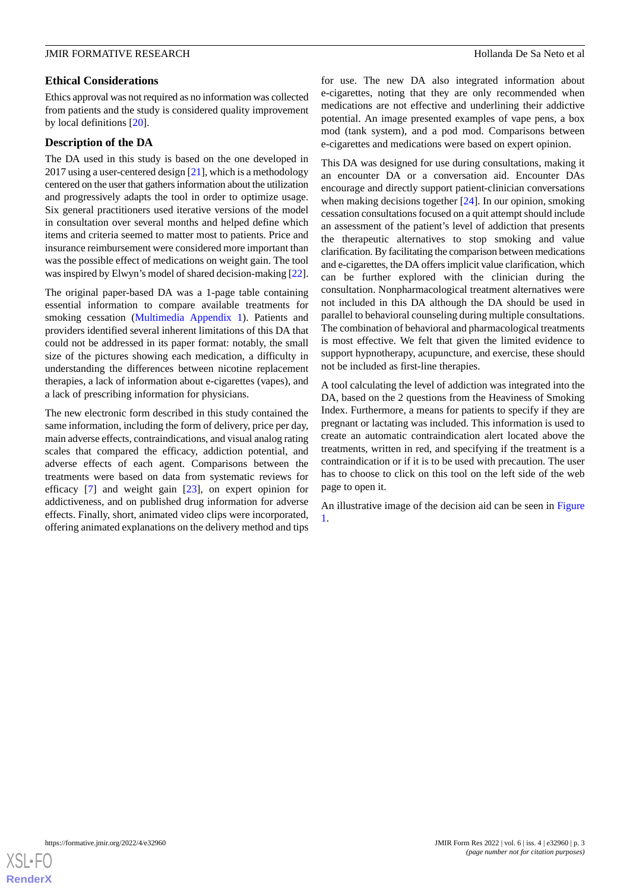### Ethical Considerations

Ethics approval was not required as no information was collected from patients and the study is considered quality improvement by local definitions [20].

### Description of the DA

The DA used in this study is based on the one developed in 2017 using a user-centered design [21], which is a methodology centered on the user that gathers information about the utilization and progressively adapts the tool in order to optimize usage. Six general practitioners used iterative versions of the model in consultation over several months and helped define which items and criteria seemed to matter most to patients. Price and insurance reimbursement were considered more important than was the possible effect of medications on weight gain. The tool was inspired by Elwyn's model of shared decision-making [22].

The original paper-based DA was a 1-page table containing essential information to compare available treatments for smoking cessation (Multimedia Appendix 1). Patients and providers identified several inherent limitations of this DA that could not be addressed in its paper format: notably, the small size of the pictures showing each medication, a difficulty in understanding the differences between nicotine replacement therapies, a lack of information about e-cigarettes (vapes), and a lack of prescribing information for physicians.

The new electronic form described in this study contained the same information, including the form of delivery, price per day, main adverse effects, contraindications, and visual analog rating scales that compared the efficacy, addiction potential, and adverse effects of each agent. Comparisons between the treatments were based on data from systematic reviews for efficacy [7] and weight gain [23], on expert opinion for addictiveness, and on published drug information for adverse effects. Finally, short, animated video clips were incorporated, offering animated explanations on the delivery method and tips for use. The new DA also integrated information about e-cigarettes, noting that they are only recommended when medications are not effective and underlining their addictive potential. An image presented examples of vape pens, a box mod (tank system), and a pod mod. Comparisons between e-cigarettes and medications were based on expert opinion.

This DA was designed for use during consultations, making it an encounter DA or a conversation aid. Encounter DAs encourage and directly support patient-clinician conversations when making decisions together [24]. In our opinion, smoking cessation consultations focused on a quit attempt should include an assessment of the patient's level of addiction that presents the therapeutic alternatives to stop smoking and value clarification. By facilitating the comparison between medications and e-cigarettes, the DA offers implicit value clarification, which can be further explored with the clinician during the consultation. Nonpharmacological treatment alternatives were not included in this DA although the DA should be used in parallel to behavioral counseling during multiple consultations. The combination of behavioral and pharmacological treatments is most effective. We felt that given the limited evidence to support hypnotherapy, acupuncture, and exercise, these should not be included as first-line therapies.

A tool calculating the level of addiction was integrated into the DA, based on the 2 questions from the Heaviness of Smoking Index. Furthermore, a means for patients to specify if they are pregnant or lactating was included. This information is used to create an automatic contraindication alert located above the treatments, written in red, and specifying if the treatment is a contraindication or if it is to be used with precaution. The user has to choose to click on this tool on the left side of the web page to open it.

An illustrative image of the decision aid can be seen in Figure 1.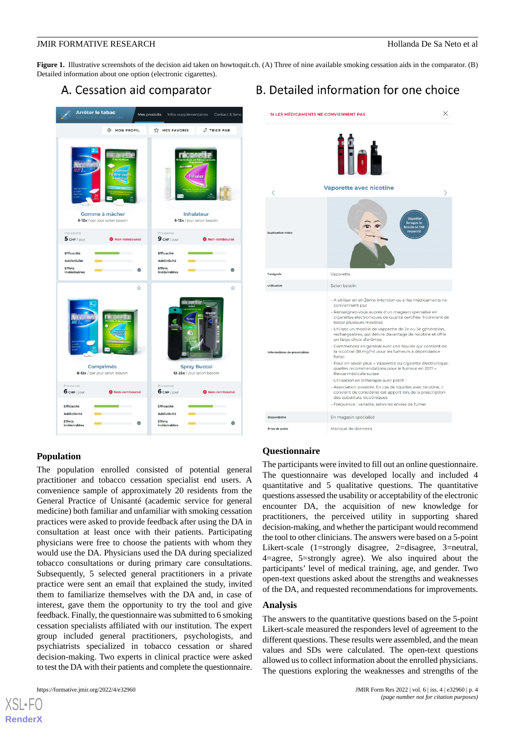**Figure 1.** Illustrative screenshots of the decision aid taken on howtoquit.ch. (A) Three of nine available smoking cessation aids in the comparator. (B) Detailed information about one option (electronic cigarettes).

### Population

The population enrolled consisted of potential general practitioner and tobacco cessation specialist end users. A convenience sample of approximately 20 residents from the General Practice of Unisanté (academic service for general medicine) both familiar and unfamiliar with smoking cessation practices were asked to provide feedback after using the DA in consultation at least once with their patients. Participating physicians were free to choose the patients with whom they would use the DA. Physicians used the DA during specialized tobacco consultations or during primary care consultations. Subsequently, 5 selected general practitioners in a private practice were sent an email that explained the study, invited them to familiarize themselves with the DA and, in case of interest, gave them the opportunity to try the tool and give feedback. Finally, the questionnaire was submitted to 6 smoking cessation specialists affiliated with our institution. The expert group included general practitioners, psychologists, and psychiatrists specialized in tobacco cessation or shared decision-making. Two experts in clinical practice were asked to test the DA with their patients and complete the questionnaire.

### Questionnaire

The participants were invited to fill out an online questionnaire. The questionnaire was developed locally and included 4 quantitative and 5 qualitative questions. The quantitative questions assessed the usability or acceptability of the electronic encounter DA, the acquisition of new knowledge for practitioners, the perceived utility in supporting shared decision-making, and whether the participant would recommend the tool to other clinicians. The answers were based on a 5-point Likert-scale (1=strongly disagree, 2=disagree, 3=neutral, 4=agree, 5=strongly agree). We also inquired about the participants' level of medical training, age, and gender. Two open-text questions asked about the strengths and weaknesses of the DA, and requested recommendations for improvements.

### Analysis

The answers to the quantitative questions based on the 5-point Likert-scale measured the responders level of agreement to the different questions. These results were assembled, and the mean values and SDs were calculated. The open-text questions allowed us to collect information about the enrolled physicians. The questions exploring the weaknesses and strengths of the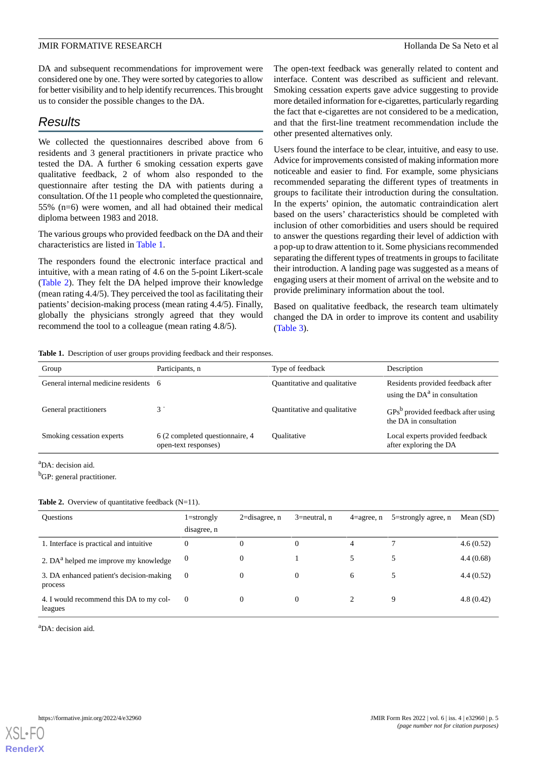DA and subsequent recommendations for improvement were considered one by one. They were sorted by categories to allow for better visibility and to help identify recurrences. This brought us to consider the possible changes to the DA.

## Results

We collected the questionnaires described above from 6 residents and 3 general practitioners in private practice who tested the DA. A further 6 smoking cessation experts gave qualitative feedback, 2 of whom also responded to the questionnaire after testing the DA with patients during a consultation. Of the 11 people who completed the questionnaire, 55% (n=6) were women, and all had obtained their medical diploma between 1983 and 2018.

The various groups who provided feedback on the DA and their characteristics are listed in Table 1.

The responders found the electronic interface practical and intuitive, with a mean rating of 4.6 on the 5-point Likert-scale (Table 2). They felt the DA helped improve their knowledge (mean rating 4.4/5). They perceived the tool as facilitating their patients' decision-making process (mean rating 4.4/5). Finally, globally the physicians strongly agreed that they would recommend the tool to a colleague (mean rating 4.8/5).

The open-text feedback was generally related to content and interface. Content was described as sufficient and relevant. Smoking cessation experts gave advice suggesting to provide more detailed information for e-cigarettes, particularly regarding the fact that e-cigarettes are not considered to be a medication, and that the first-line treatment recommendation include the other presented alternatives only.

Users found the interface to be clear, intuitive, and easy to use. Advice for improvements consisted of making information more noticeable and easier to find. For example, some physicians recommended separating the different types of treatments in groups to facilitate their introduction during the consultation. In the experts' opinion, the automatic contraindication alert based on the users' characteristics should be completed with inclusion of other comorbidities and users should be required to answer the questions regarding their level of addiction with a pop-up to draw attention to it. Some physicians recommended separating the different types of treatments in groups to facilitate their introduction. A landing page was suggested as a means of engaging users at their moment of arrival on the website and to provide preliminary information about the tool.

Based on qualitative feedback, the research team ultimately changed the DA in order to improve its content and usability (Table 3).

**Table 1.** Description of user groups providing feedback and their responses.

| Group | Participants, n | Type of feedback | Description |
|---|---|---|---|
| General internal medicine residents | 6 | Quantitative and qualitative | Residents provided feedback after using the DA[a] in consultation |
| General practitioners | 3 | Quantitative and qualitative | GPs[b] provided feedback after using the DA in consultation |
| Smoking cessation experts | 6 (2 completed questionnaire, 4 open-text responses) | Qualitative | Local experts provided feedback after exploring the DA |

[a]DA: decision aid.

[b]GP: general practitioner.

**Table 2.** Overview of quantitative feedback (N=11).

| Questions | 1=strongly disagree, n | 2=disagree, n | 3=neutral, n | 4=agree, n | 5=strongly agree, n | Mean (SD) |
|---|---|---|---|---|---|---|
| 1. Interface is practical and intuitive | 0 | 0 | 0 | 4 | 7 | 4.6 (0.52) |
| 2. DA[a] helped me improve my knowledge | 0 | 0 | 1 | 5 | 5 | 4.4 (0.68) |
| 3. DA enhanced patient's decision-making process | 0 | 0 | 0 | 6 | 5 | 4.4 (0.52) |
| 4. I would recommend this DA to my colleagues | 0 | 0 | 0 | 2 | 9 | 4.8 (0.42) |

[a]DA: decision aid.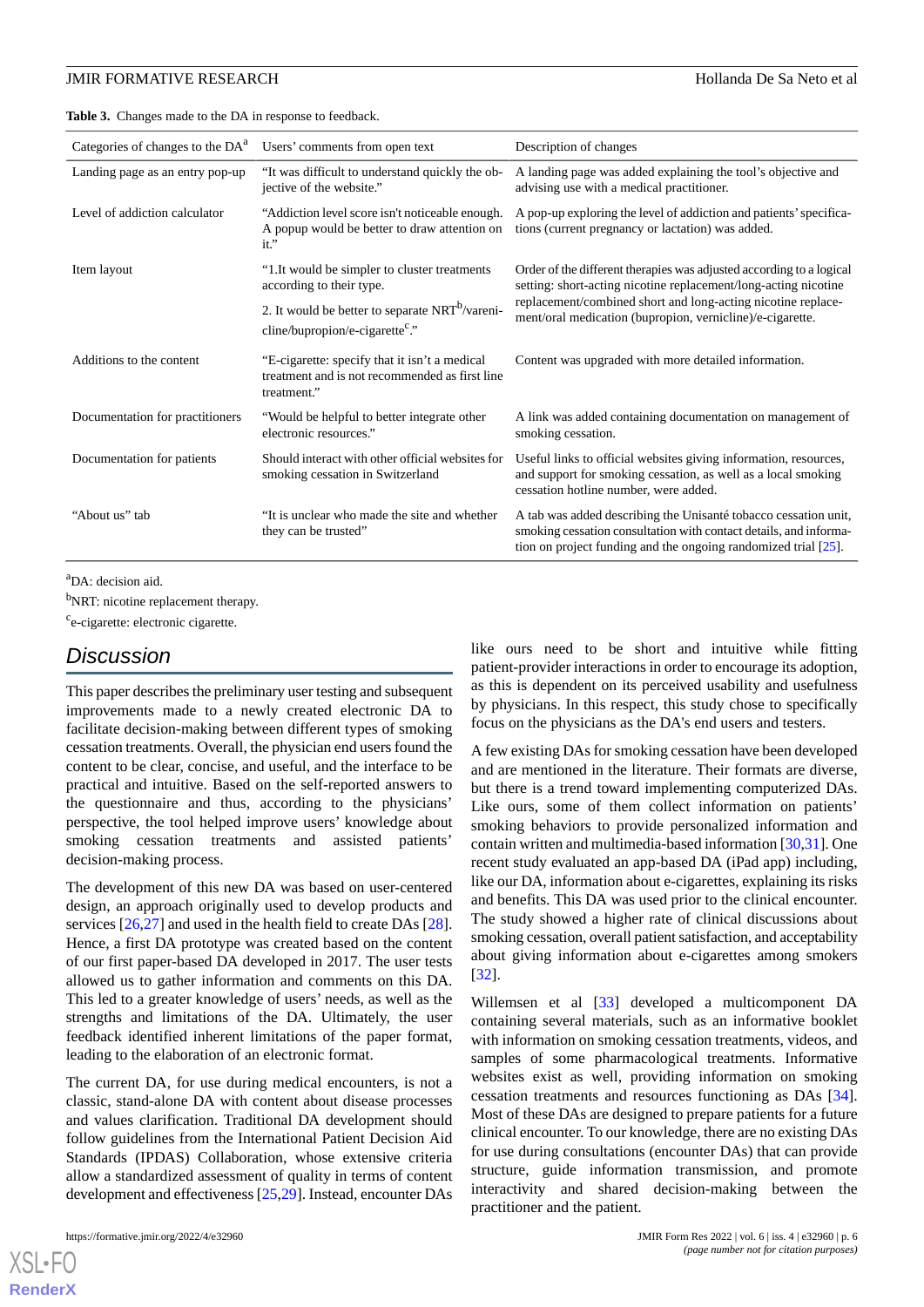**Table 3.** Changes made to the DA in response to feedback.

| Categories of changes to the DA[a] | Users' comments from open text | Description of changes |
|---|---|---|
| Landing page as an entry pop-up | "It was difficult to understand quickly the objective of the website." | A landing page was added explaining the tool's objective and advising use with a medical practitioner. |
| Level of addiction calculator | "Addiction level score isn't noticeable enough. A popup would be better to draw attention on it." | A pop-up exploring the level of addiction and patients' specifications (current pregnancy or lactation) was added. |
| Item layout | "1.It would be simpler to cluster treatments according to their type. 2. It would be better to separate NRT[b]/varenicline/bupropion/e-cigarette[c]." | Order of the different therapies was adjusted according to a logical setting: short-acting nicotine replacement/long-acting nicotine replacement/combined short and long-acting nicotine replacement/oral medication (bupropion, vernicline)/e-cigarette. |
| Additions to the content | "E-cigarette: specify that it isn't a medical treatment and is not recommended as first line treatment." | Content was upgraded with more detailed information. |
| Documentation for practitioners | "Would be helpful to better integrate other electronic resources." | A link was added containing documentation on management of smoking cessation. |
| Documentation for patients | Should interact with other official websites for smoking cessation in Switzerland | Useful links to official websites giving information, resources, and support for smoking cessation, as well as a local smoking cessation hotline number, were added. |
| "About us" tab | "It is unclear who made the site and whether they can be trusted" | A tab was added describing the Unisanté tobacco cessation unit, smoking cessation consultation with contact details, and information on project funding and the ongoing randomized trial [25]. |

[a]DA: decision aid.

[b]NRT: nicotine replacement therapy.

[c]e-cigarette: electronic cigarette.

## Discussion

This paper describes the preliminary user testing and subsequent improvements made to a newly created electronic DA to facilitate decision-making between different types of smoking cessation treatments. Overall, the physician end users found the content to be clear, concise, and useful, and the interface to be practical and intuitive. Based on the self-reported answers to the questionnaire and thus, according to the physicians' perspective, the tool helped improve users' knowledge about smoking cessation treatments and assisted patients' decision-making process.

The development of this new DA was based on user-centered design, an approach originally used to develop products and services [26,27] and used in the health field to create DAs [28]. Hence, a first DA prototype was created based on the content of our first paper-based DA developed in 2017. The user tests allowed us to gather information and comments on this DA. This led to a greater knowledge of users' needs, as well as the strengths and limitations of the DA. Ultimately, the user feedback identified inherent limitations of the paper format, leading to the elaboration of an electronic format.

The current DA, for use during medical encounters, is not a classic, stand-alone DA with content about disease processes and values clarification. Traditional DA development should follow guidelines from the International Patient Decision Aid Standards (IPDAS) Collaboration, whose extensive criteria allow a standardized assessment of quality in terms of content development and effectiveness [25,29]. Instead, encounter DAs like ours need to be short and intuitive while fitting patient-provider interactions in order to encourage its adoption, as this is dependent on its perceived usability and usefulness by physicians. In this respect, this study chose to specifically focus on the physicians as the DA's end users and testers.

A few existing DAs for smoking cessation have been developed and are mentioned in the literature. Their formats are diverse, but there is a trend toward implementing computerized DAs. Like ours, some of them collect information on patients' smoking behaviors to provide personalized information and contain written and multimedia-based information [30,31]. One recent study evaluated an app-based DA (iPad app) including, like our DA, information about e-cigarettes, explaining its risks and benefits. This DA was used prior to the clinical encounter. The study showed a higher rate of clinical discussions about smoking cessation, overall patient satisfaction, and acceptability about giving information about e-cigarettes among smokers [32].

Willemsen et al [33] developed a multicomponent DA containing several materials, such as an informative booklet with information on smoking cessation treatments, videos, and samples of some pharmacological treatments. Informative websites exist as well, providing information on smoking cessation treatments and resources functioning as DAs [34]. Most of these DAs are designed to prepare patients for a future clinical encounter. To our knowledge, there are no existing DAs for use during consultations (encounter DAs) that can provide structure, guide information transmission, and promote interactivity and shared decision-making between the practitioner and the patient.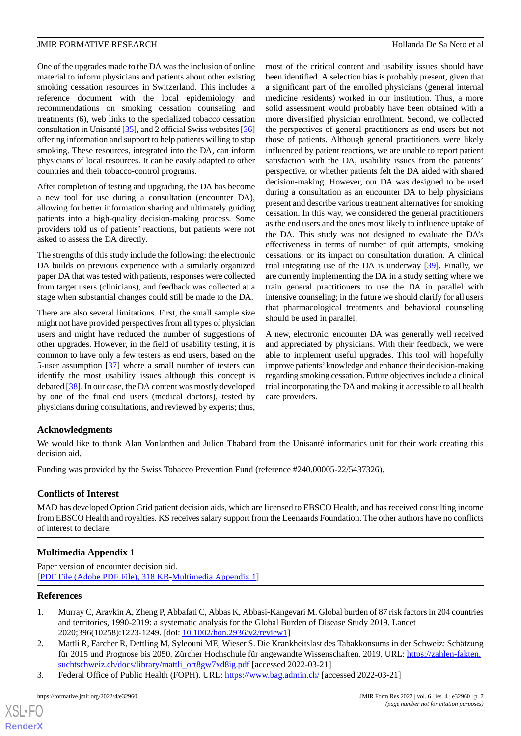One of the upgrades made to the DA was the inclusion of online material to inform physicians and patients about other existing smoking cessation resources in Switzerland. This includes a reference document with the local epidemiology and recommendations on smoking cessation counseling and treatments (6), web links to the specialized tobacco cessation consultation in Unisanté [35], and 2 official Swiss websites [36] offering information and support to help patients willing to stop smoking. These resources, integrated into the DA, can inform physicians of local resources. It can be easily adapted to other countries and their tobacco-control programs.

After completion of testing and upgrading, the DA has become a new tool for use during a consultation (encounter DA), allowing for better information sharing and ultimately guiding patients into a high-quality decision-making process. Some providers told us of patients' reactions, but patients were not asked to assess the DA directly.

The strengths of this study include the following: the electronic DA builds on previous experience with a similarly organized paper DA that was tested with patients, responses were collected from target users (clinicians), and feedback was collected at a stage when substantial changes could still be made to the DA.

There are also several limitations. First, the small sample size might not have provided perspectives from all types of physician users and might have reduced the number of suggestions of other upgrades. However, in the field of usability testing, it is common to have only a few testers as end users, based on the 5-user assumption [37] where a small number of testers can identify the most usability issues although this concept is debated [38]. In our case, the DA content was mostly developed by one of the final end users (medical doctors), tested by physicians during consultations, and reviewed by experts; thus, most of the critical content and usability issues should have been identified. A selection bias is probably present, given that a significant part of the enrolled physicians (general internal medicine residents) worked in our institution. Thus, a more solid assessment would probably have been obtained with a more diversified physician enrollment. Second, we collected the perspectives of general practitioners as end users but not those of patients. Although general practitioners were likely influenced by patient reactions, we are unable to report patient satisfaction with the DA, usability issues from the patients' perspective, or whether patients felt the DA aided with shared decision-making. However, our DA was designed to be used during a consultation as an encounter DA to help physicians present and describe various treatment alternatives for smoking cessation. In this way, we considered the general practitioners as the end users and the ones most likely to influence uptake of the DA. This study was not designed to evaluate the DA's effectiveness in terms of number of quit attempts, smoking cessations, or its impact on consultation duration. A clinical trial integrating use of the DA is underway [39]. Finally, we are currently implementing the DA in a study setting where we train general practitioners to use the DA in parallel with intensive counseling; in the future we should clarify for all users that pharmacological treatments and behavioral counseling should be used in parallel.

A new, electronic, encounter DA was generally well received and appreciated by physicians. With their feedback, we were able to implement useful upgrades. This tool will hopefully improve patients' knowledge and enhance their decision-making regarding smoking cessation. Future objectives include a clinical trial incorporating the DA and making it accessible to all health care providers.

## Acknowledgments

We would like to thank Alan Vonlanthen and Julien Thabard from the Unisanté informatics unit for their work creating this decision aid.

Funding was provided by the Swiss Tobacco Prevention Fund (reference #240.00005-22/5437326).

## Conflicts of Interest

MAD has developed Option Grid patient decision aids, which are licensed to EBSCO Health, and has received consulting income from EBSCO Health and royalties. KS receives salary support from the Leenaards Foundation. The other authors have no conflicts of interest to declare.

## Multimedia Appendix 1

Paper version of encounter decision aid.
[PDF File (Adobe PDF File), 318 KB-Multimedia Appendix 1]

## References

1. Murray C, Aravkin A, Zheng P, Abbafati C, Abbas K, Abbasi-Kangevari M. Global burden of 87 risk factors in 204 countries and territories, 1990-2019: a systematic analysis for the Global Burden of Disease Study 2019. Lancet 2020;396(10258):1223-1249. [doi: 10.1002/hon.2936/v2/review1]
2. Mattli R, Farcher R, Dettling M, Syleouni ME, Wieser S. Die Krankheitslast des Tabakkonsums in der Schweiz: Schätzung für 2015 und Prognose bis 2050. Zürcher Hochschule für angewandte Wissenschaften. 2019. URL: https://zahlen-fakten.suchtschweiz.ch/docs/library/mattli_ort8gw7xd8ig.pdf [accessed 2022-03-21]
3. Federal Office of Public Health (FOPH). URL: https://www.bag.admin.ch/ [accessed 2022-03-21]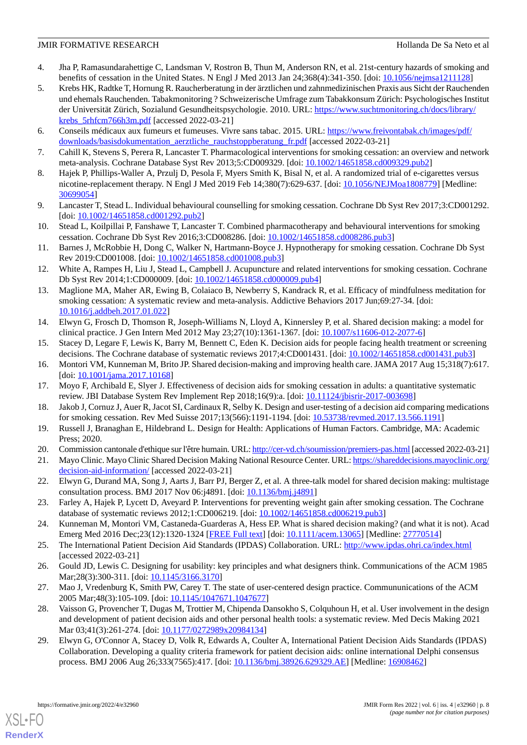4. Jha P, Ramasundarahettige C, Landsman V, Rostron B, Thun M, Anderson RN, et al. 21st-century hazards of smoking and benefits of cessation in the United States. N Engl J Med 2013 Jan 24;368(4):341-350. [doi: 10.1056/nejmsa1211128]
5. Krebs HK, Radtke T, Hornung R. Raucherberatung in der ärztlichen und zahnmedizinischen Praxis aus Sicht der Rauchenden und ehemals Rauchenden. Tabakmonitoring ? Schweizerische Umfrage zum Tabakkonsum Zürich: Psychologisches Institut der Universität Zürich, Sozialund Gesundheitspsychologie. 2010. URL: https://www.suchtmonitoring.ch/docs/library/krebs_5rhfcm766h3m.pdf [accessed 2022-03-21]
6. Conseils médicaux aux fumeurs et fumeuses. Vivre sans tabac. 2015. URL: https://www.freivontabak.ch/images/pdf/downloads/basisdokumentation_aerztliche_rauchstoppberatung_fr.pdf [accessed 2022-03-21]
7. Cahill K, Stevens S, Perera R, Lancaster T. Pharmacological interventions for smoking cessation: an overview and network meta-analysis. Cochrane Database Syst Rev 2013;5:CD009329. [doi: 10.1002/14651858.cd009329.pub2]
8. Hajek P, Phillips-Waller A, Przulj D, Pesola F, Myers Smith K, Bisal N, et al. A randomized trial of e-cigarettes versus nicotine-replacement therapy. N Engl J Med 2019 Feb 14;380(7):629-637. [doi: 10.1056/NEJMoa1808779] [Medline: 30699054]
9. Lancaster T, Stead L. Individual behavioural counselling for smoking cessation. Cochrane Db Syst Rev 2017;3:CD001292. [doi: 10.1002/14651858.cd001292.pub2]
10. Stead L, Koilpillai P, Fanshawe T, Lancaster T. Combined pharmacotherapy and behavioural interventions for smoking cessation. Cochrane Db Syst Rev 2016;3:CD008286. [doi: 10.1002/14651858.cd008286.pub3]
11. Barnes J, McRobbie H, Dong C, Walker N, Hartmann-Boyce J. Hypnotherapy for smoking cessation. Cochrane Db Syst Rev 2019:CD001008. [doi: 10.1002/14651858.cd001008.pub3]
12. White A, Rampes H, Liu J, Stead L, Campbell J. Acupuncture and related interventions for smoking cessation. Cochrane Db Syst Rev 2014;1:CD000009. [doi: 10.1002/14651858.cd000009.pub4]
13. Maglione MA, Maher AR, Ewing B, Colaiaco B, Newberry S, Kandrack R, et al. Efficacy of mindfulness meditation for smoking cessation: A systematic review and meta-analysis. Addictive Behaviors 2017 Jun;69:27-34. [doi: 10.1016/j.addbeh.2017.01.022]
14. Elwyn G, Frosch D, Thomson R, Joseph-Williams N, Lloyd A, Kinnersley P, et al. Shared decision making: a model for clinical practice. J Gen Intern Med 2012 May 23;27(10):1361-1367. [doi: 10.1007/s11606-012-2077-6]
15. Stacey D, Legare F, Lewis K, Barry M, Bennett C, Eden K. Decision aids for people facing health treatment or screening decisions. The Cochrane database of systematic reviews 2017;4:CD001431. [doi: 10.1002/14651858.cd001431.pub3]
16. Montori VM, Kunneman M, Brito JP. Shared decision-making and improving health care. JAMA 2017 Aug 15;318(7):617. [doi: 10.1001/jama.2017.10168]
17. Moyo F, Archibald E, Slyer J. Effectiveness of decision aids for smoking cessation in adults: a quantitative systematic review. JBI Database System Rev Implement Rep 2018;16(9):a. [doi: 10.11124/jbisrir-2017-003698]
18. Jakob J, Cornuz J, Auer R, Jacot SI, Cardinaux R, Selby K. Design and user-testing of a decision aid comparing medications for smoking cessation. Rev Med Suisse 2017;13(566):1191-1194. [doi: 10.53738/revmed.2017.13.566.1191]
19. Russell J, Branaghan E, Hildebrand L. Design for Health: Applications of Human Factors. Cambridge, MA: Academic Press; 2020.
20. Commission cantonale d'ethique sur l'être humain. URL: http://cer-vd.ch/soumission/premiers-pas.html [accessed 2022-03-21]
21. Mayo Clinic. Mayo Clinic Shared Decision Making National Resource Center. URL: https://shareddecisions.mayoclinic.org/decision-aid-information/ [accessed 2022-03-21]
22. Elwyn G, Durand MA, Song J, Aarts J, Barr PJ, Berger Z, et al. A three-talk model for shared decision making: multistage consultation process. BMJ 2017 Nov 06:j4891. [doi: 10.1136/bmj.j4891]
23. Farley A, Hajek P, Lycett D, Aveyard P. Interventions for preventing weight gain after smoking cessation. The Cochrane database of systematic reviews 2012;1:CD006219. [doi: 10.1002/14651858.cd006219.pub3]
24. Kunneman M, Montori VM, Castaneda-Guarderas A, Hess EP. What is shared decision making? (and what it is not). Acad Emerg Med 2016 Dec;23(12):1320-1324 [FREE Full text] [doi: 10.1111/acem.13065] [Medline: 27770514]
25. The International Patient Decision Aid Standards (IPDAS) Collaboration. URL: http://www.ipdas.ohri.ca/index.html [accessed 2022-03-21]
26. Gould JD, Lewis C. Designing for usability: key principles and what designers think. Communications of the ACM 1985 Mar;28(3):300-311. [doi: 10.1145/3166.3170]
27. Mao J, Vredenburg K, Smith PW, Carey T. The state of user-centered design practice. Commununications of the ACM 2005 Mar;48(3):105-109. [doi: 10.1145/1047671.1047677]
28. Vaisson G, Provencher T, Dugas M, Trottier M, Chipenda Dansokho S, Colquhoun H, et al. User involvement in the design and development of patient decision aids and other personal health tools: a systematic review. Med Decis Making 2021 Mar 03;41(3):261-274. [doi: 10.1177/0272989x20984134]
29. Elwyn G, O'Connor A, Stacey D, Volk R, Edwards A, Coulter A, International Patient Decision Aids Standards (IPDAS) Collaboration. Developing a quality criteria framework for patient decision aids: online international Delphi consensus process. BMJ 2006 Aug 26;333(7565):417. [doi: 10.1136/bmj.38926.629329.AE] [Medline: 16908462]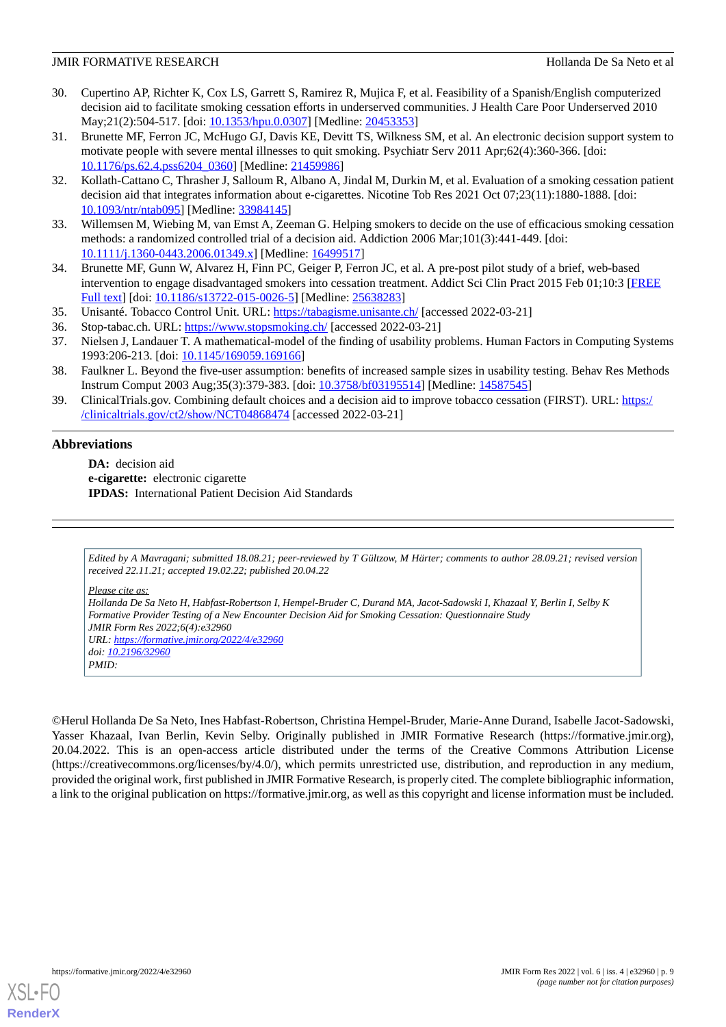30. Cupertino AP, Richter K, Cox LS, Garrett S, Ramirez R, Mujica F, et al. Feasibility of a Spanish/English computerized decision aid to facilitate smoking cessation efforts in underserved communities. J Health Care Poor Underserved 2010 May;21(2):504-517. [doi: 10.1353/hpu.0.0307] [Medline: 20453353]
31. Brunette MF, Ferron JC, McHugo GJ, Davis KE, Devitt TS, Wilkness SM, et al. An electronic decision support system to motivate people with severe mental illnesses to quit smoking. Psychiatr Serv 2011 Apr;62(4):360-366. [doi: 10.1176/ps.62.4.pss6204_0360] [Medline: 21459986]
32. Kollath-Cattano C, Thrasher J, Salloum R, Albano A, Jindal M, Durkin M, et al. Evaluation of a smoking cessation patient decision aid that integrates information about e-cigarettes. Nicotine Tob Res 2021 Oct 07;23(11):1880-1888. [doi: 10.1093/ntr/ntab095] [Medline: 33984145]
33. Willemsen M, Wiebing M, van Emst A, Zeeman G. Helping smokers to decide on the use of efficacious smoking cessation methods: a randomized controlled trial of a decision aid. Addiction 2006 Mar;101(3):441-449. [doi: 10.1111/j.1360-0443.2006.01349.x] [Medline: 16499517]
34. Brunette MF, Gunn W, Alvarez H, Finn PC, Geiger P, Ferron JC, et al. A pre-post pilot study of a brief, web-based intervention to engage disadvantaged smokers into cessation treatment. Addict Sci Clin Pract 2015 Feb 01;10:3 [FREE Full text] [doi: 10.1186/s13722-015-0026-5] [Medline: 25638283]
35. Unisanté. Tobacco Control Unit. URL: https://tabagisme.unisante.ch/ [accessed 2022-03-21]
36. Stop-tabac.ch. URL: https://www.stopsmoking.ch/ [accessed 2022-03-21]
37. Nielsen J, Landauer T. A mathematical-model of the finding of usability problems. Human Factors in Computing Systems 1993:206-213. [doi: 10.1145/169059.169166]
38. Faulkner L. Beyond the five-user assumption: benefits of increased sample sizes in usability testing. Behav Res Methods Instrum Comput 2003 Aug;35(3):379-383. [doi: 10.3758/bf03195514] [Medline: 14587545]
39. ClinicalTrials.gov. Combining default choices and a decision aid to improve tobacco cessation (FIRST). URL: https://clinicaltrials.gov/ct2/show/NCT04868474 [accessed 2022-03-21]

## Abbreviations

**DA:** decision aid
**e-cigarette:** electronic cigarette
**IPDAS:** International Patient Decision Aid Standards

*Edited by A Mavragani; submitted 18.08.21; peer-reviewed by T Gültzow, M Härter; comments to author 28.09.21; revised version received 22.11.21; accepted 19.02.22; published 20.04.22*

*Please cite as:*
*Hollanda De Sa Neto H, Habfast-Robertson I, Hempel-Bruder C, Durand MA, Jacot-Sadowski I, Khazaal Y, Berlin I, Selby K*
*Formative Provider Testing of a New Encounter Decision Aid for Smoking Cessation: Questionnaire Study*
*JMIR Form Res 2022;6(4):e32960*
*URL: https://formative.jmir.org/2022/4/e32960*
*doi: 10.2196/32960*
*PMID:*

©Herul Hollanda De Sa Neto, Ines Habfast-Robertson, Christina Hempel-Bruder, Marie-Anne Durand, Isabelle Jacot-Sadowski, Yasser Khazaal, Ivan Berlin, Kevin Selby. Originally published in JMIR Formative Research (https://formative.jmir.org), 20.04.2022. This is an open-access article distributed under the terms of the Creative Commons Attribution License (https://creativecommons.org/licenses/by/4.0/), which permits unrestricted use, distribution, and reproduction in any medium, provided the original work, first published in JMIR Formative Research, is properly cited. The complete bibliographic information, a link to the original publication on https://formative.jmir.org, as well as this copyright and license information must be included.